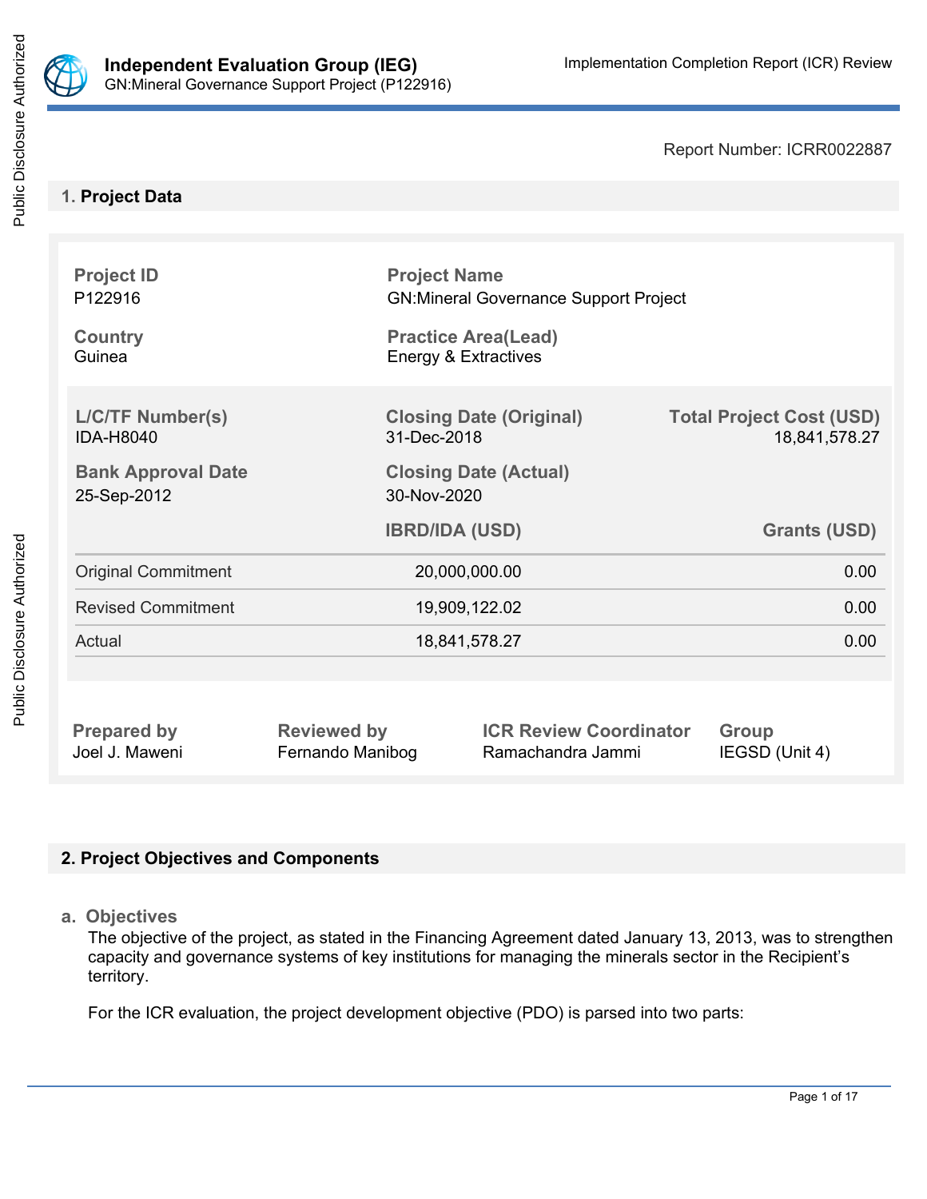# Independent Evaluation Group (IEG)

GN:Mineral Governance Support Project (P122916)

Implementation Completion Report (ICR) Review

Report Number: ICRR0022887

## 1. Project Data

| **Project ID** | **Project Name** | |
|---|---|---|
| P122916 | GN:Mineral Governance Support Project | |
| **Country** | **Practice Area(Lead)** | |
| Guinea | Energy & Extractives | |

| **L/C/TF Number(s)** | **Closing Date (Original)** | **Total Project Cost (USD)** |
|---|---|---|
| IDA-H8040 | 31-Dec-2018 | 18,841,578.27 |
| **Bank Approval Date** | **Closing Date (Actual)** | |
| 25-Sep-2012 | 30-Nov-2020 | |

| | **IBRD/IDA (USD)** | **Grants (USD)** |
|---|---|---|
| Original Commitment | 20,000,000.00 | 0.00 |
| Revised Commitment | 19,909,122.02 | 0.00 |
| Actual | 18,841,578.27 | 0.00 |

| **Prepared by** | **Reviewed by** | **ICR Review Coordinator** | **Group** |
|---|---|---|---|
| Joel J. Maweni | Fernando Manibog | Ramachandra Jammi | IEGSD (Unit 4) |

## 2. Project Objectives and Components

### a. Objectives

The objective of the project, as stated in the Financing Agreement dated January 13, 2013, was to strengthen capacity and governance systems of key institutions for managing the minerals sector in the Recipient's territory.

For the ICR evaluation, the project development objective (PDO) is parsed into two parts: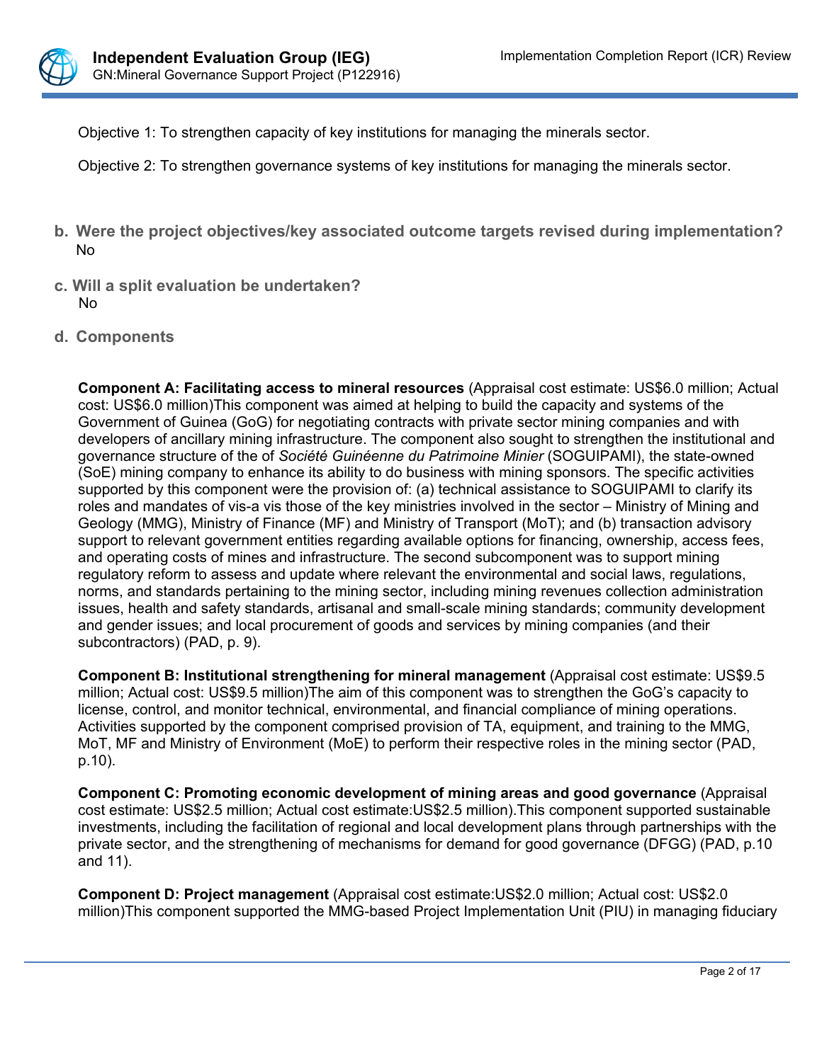Objective 1: To strengthen capacity of key institutions for managing the minerals sector.

Objective 2: To strengthen governance systems of key institutions for managing the minerals sector.

**b. Were the project objectives/key associated outcome targets revised during implementation?**
No

**c. Will a split evaluation be undertaken?**
No

**d. Components**

**Component A: Facilitating access to mineral resources** (Appraisal cost estimate: US$6.0 million; Actual cost: US$6.0 million)This component was aimed at helping to build the capacity and systems of the Government of Guinea (GoG) for negotiating contracts with private sector mining companies and with developers of ancillary mining infrastructure. The component also sought to strengthen the institutional and governance structure of the of *Société Guinéenne du Patrimoine Minier* (SOGUIPAMI), the state-owned (SoE) mining company to enhance its ability to do business with mining sponsors. The specific activities supported by this component were the provision of: (a) technical assistance to SOGUIPAMI to clarify its roles and mandates of vis-a vis those of the key ministries involved in the sector – Ministry of Mining and Geology (MMG), Ministry of Finance (MF) and Ministry of Transport (MoT); and (b) transaction advisory support to relevant government entities regarding available options for financing, ownership, access fees, and operating costs of mines and infrastructure. The second subcomponent was to support mining regulatory reform to assess and update where relevant the environmental and social laws, regulations, norms, and standards pertaining to the mining sector, including mining revenues collection administration issues, health and safety standards, artisanal and small-scale mining standards; community development and gender issues; and local procurement of goods and services by mining companies (and their subcontractors) (PAD, p. 9).

**Component B: Institutional strengthening for mineral management** (Appraisal cost estimate: US$9.5 million; Actual cost: US$9.5 million)The aim of this component was to strengthen the GoG's capacity to license, control, and monitor technical, environmental, and financial compliance of mining operations. Activities supported by the component comprised provision of TA, equipment, and training to the MMG, MoT, MF and Ministry of Environment (MoE) to perform their respective roles in the mining sector (PAD, p.10).

**Component C: Promoting economic development of mining areas and good governance** (Appraisal cost estimate: US$2.5 million; Actual cost estimate:US$2.5 million).This component supported sustainable investments, including the facilitation of regional and local development plans through partnerships with the private sector, and the strengthening of mechanisms for demand for good governance (DFGG) (PAD, p.10 and 11).

**Component D: Project management** (Appraisal cost estimate:US$2.0 million; Actual cost: US$2.0 million)This component supported the MMG-based Project Implementation Unit (PIU) in managing fiduciary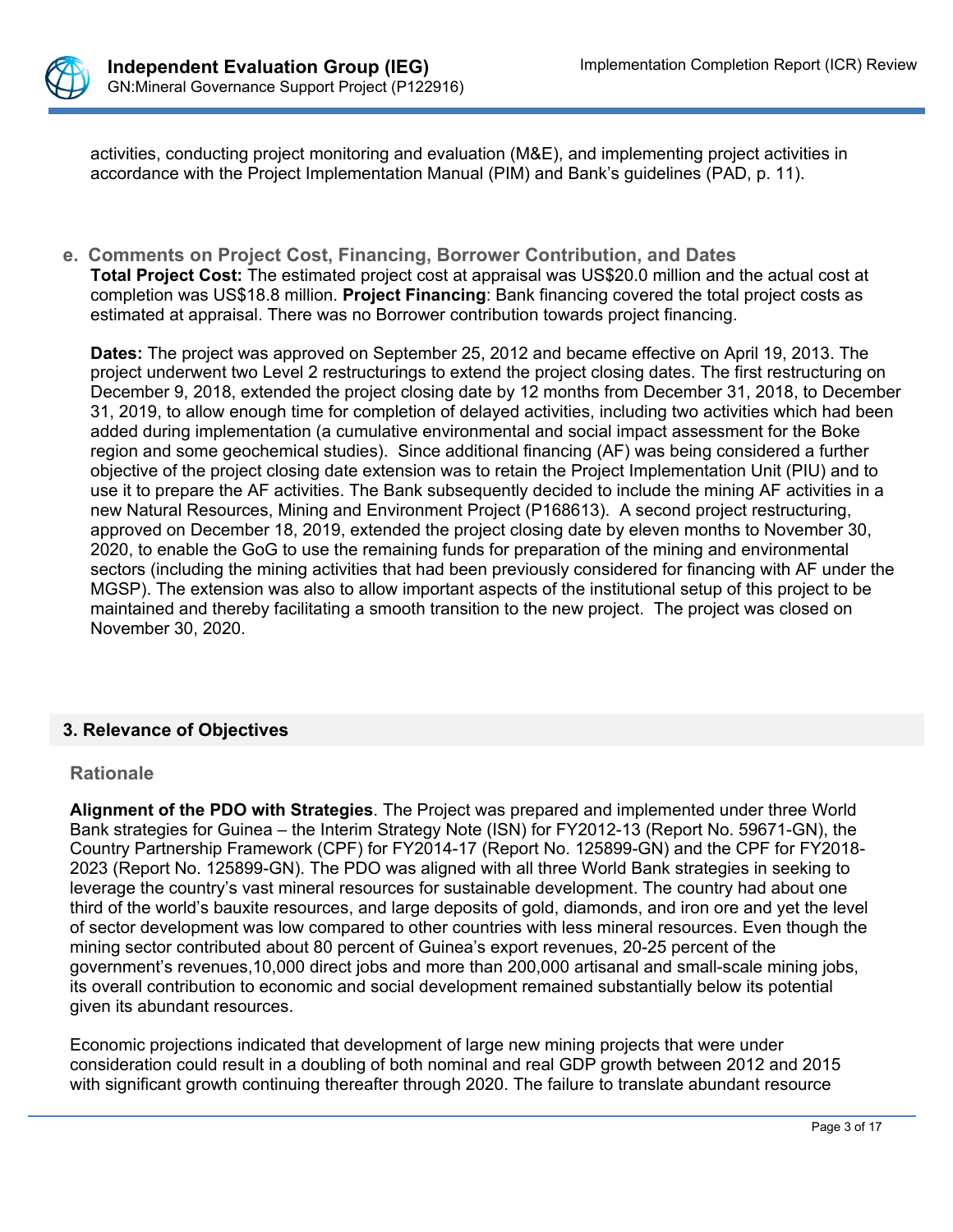activities, conducting project monitoring and evaluation (M&E), and implementing project activities in accordance with the Project Implementation Manual (PIM) and Bank's guidelines (PAD, p. 11).

### e. Comments on Project Cost, Financing, Borrower Contribution, and Dates

**Total Project Cost:** The estimated project cost at appraisal was US$20.0 million and the actual cost at completion was US$18.8 million. **Project Financing**: Bank financing covered the total project costs as estimated at appraisal. There was no Borrower contribution towards project financing.

**Dates:** The project was approved on September 25, 2012 and became effective on April 19, 2013. The project underwent two Level 2 restructurings to extend the project closing dates. The first restructuring on December 9, 2018, extended the project closing date by 12 months from December 31, 2018, to December 31, 2019, to allow enough time for completion of delayed activities, including two activities which had been added during implementation (a cumulative environmental and social impact assessment for the Boke region and some geochemical studies). Since additional financing (AF) was being considered a further objective of the project closing date extension was to retain the Project Implementation Unit (PIU) and to use it to prepare the AF activities. The Bank subsequently decided to include the mining AF activities in a new Natural Resources, Mining and Environment Project (P168613). A second project restructuring, approved on December 18, 2019, extended the project closing date by eleven months to November 30, 2020, to enable the GoG to use the remaining funds for preparation of the mining and environmental sectors (including the mining activities that had been previously considered for financing with AF under the MGSP). The extension was also to allow important aspects of the institutional setup of this project to be maintained and thereby facilitating a smooth transition to the new project. The project was closed on November 30, 2020.

## 3. Relevance of Objectives

### Rationale

**Alignment of the PDO with Strategies**. The Project was prepared and implemented under three World Bank strategies for Guinea – the Interim Strategy Note (ISN) for FY2012-13 (Report No. 59671-GN), the Country Partnership Framework (CPF) for FY2014-17 (Report No. 125899-GN) and the CPF for FY2018-2023 (Report No. 125899-GN). The PDO was aligned with all three World Bank strategies in seeking to leverage the country's vast mineral resources for sustainable development. The country had about one third of the world's bauxite resources, and large deposits of gold, diamonds, and iron ore and yet the level of sector development was low compared to other countries with less mineral resources. Even though the mining sector contributed about 80 percent of Guinea's export revenues, 20-25 percent of the government's revenues,10,000 direct jobs and more than 200,000 artisanal and small-scale mining jobs, its overall contribution to economic and social development remained substantially below its potential given its abundant resources.

Economic projections indicated that development of large new mining projects that were under consideration could result in a doubling of both nominal and real GDP growth between 2012 and 2015 with significant growth continuing thereafter through 2020. The failure to translate abundant resource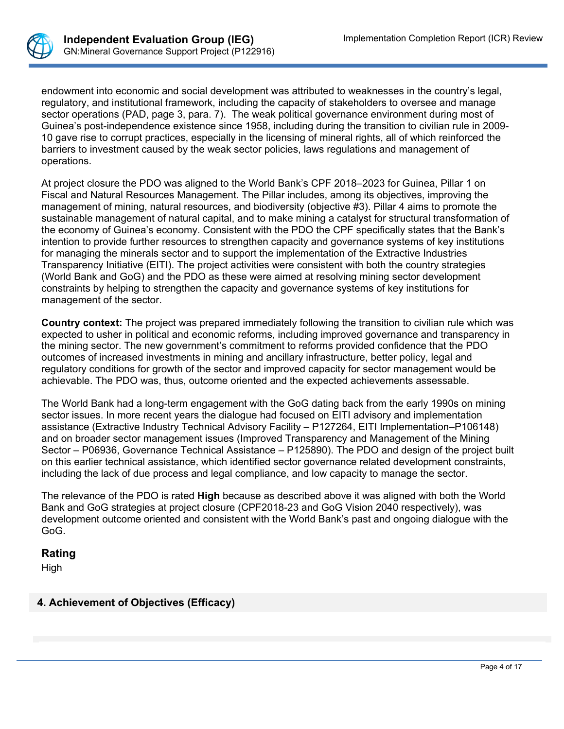endowment into economic and social development was attributed to weaknesses in the country's legal, regulatory, and institutional framework, including the capacity of stakeholders to oversee and manage sector operations (PAD, page 3, para. 7). The weak political governance environment during most of Guinea's post-independence existence since 1958, including during the transition to civilian rule in 2009-10 gave rise to corrupt practices, especially in the licensing of mineral rights, all of which reinforced the barriers to investment caused by the weak sector policies, laws regulations and management of operations.

At project closure the PDO was aligned to the World Bank's CPF 2018–2023 for Guinea, Pillar 1 on Fiscal and Natural Resources Management. The Pillar includes, among its objectives, improving the management of mining, natural resources, and biodiversity (objective #3). Pillar 4 aims to promote the sustainable management of natural capital, and to make mining a catalyst for structural transformation of the economy of Guinea's economy. Consistent with the PDO the CPF specifically states that the Bank's intention to provide further resources to strengthen capacity and governance systems of key institutions for managing the minerals sector and to support the implementation of the Extractive Industries Transparency Initiative (EITI). The project activities were consistent with both the country strategies (World Bank and GoG) and the PDO as these were aimed at resolving mining sector development constraints by helping to strengthen the capacity and governance systems of key institutions for management of the sector.

**Country context:** The project was prepared immediately following the transition to civilian rule which was expected to usher in political and economic reforms, including improved governance and transparency in the mining sector. The new government's commitment to reforms provided confidence that the PDO outcomes of increased investments in mining and ancillary infrastructure, better policy, legal and regulatory conditions for growth of the sector and improved capacity for sector management would be achievable. The PDO was, thus, outcome oriented and the expected achievements assessable.

The World Bank had a long-term engagement with the GoG dating back from the early 1990s on mining sector issues. In more recent years the dialogue had focused on EITI advisory and implementation assistance (Extractive Industry Technical Advisory Facility – P127264, EITI Implementation–P106148) and on broader sector management issues (Improved Transparency and Management of the Mining Sector – P06936, Governance Technical Assistance – P125890). The PDO and design of the project built on this earlier technical assistance, which identified sector governance related development constraints, including the lack of due process and legal compliance, and low capacity to manage the sector.

The relevance of the PDO is rated **High** because as described above it was aligned with both the World Bank and GoG strategies at project closure (CPF2018-23 and GoG Vision 2040 respectively), was development outcome oriented and consistent with the World Bank's past and ongoing dialogue with the GoG.

## Rating

High

## 4. Achievement of Objectives (Efficacy)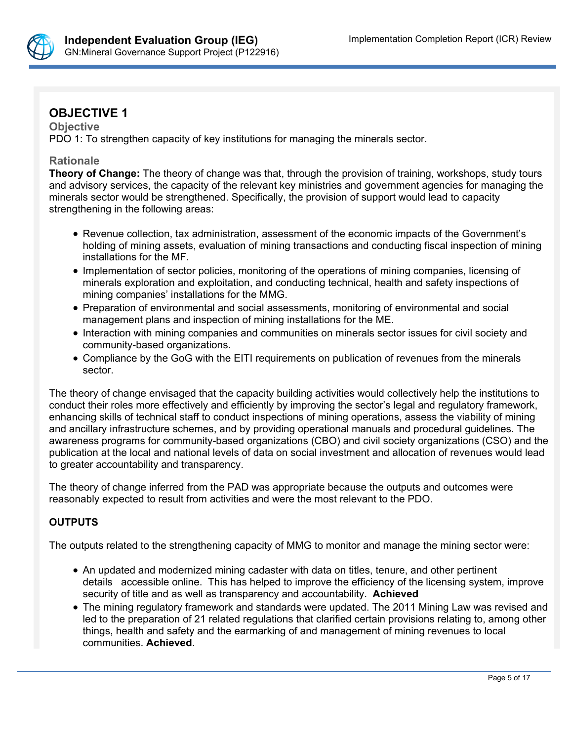## OBJECTIVE 1

### Objective

PDO 1: To strengthen capacity of key institutions for managing the minerals sector.

### Rationale

**Theory of Change:** The theory of change was that, through the provision of training, workshops, study tours and advisory services, the capacity of the relevant key ministries and government agencies for managing the minerals sector would be strengthened. Specifically, the provision of support would lead to capacity strengthening in the following areas:

- Revenue collection, tax administration, assessment of the economic impacts of the Government's holding of mining assets, evaluation of mining transactions and conducting fiscal inspection of mining installations for the MF.
- Implementation of sector policies, monitoring of the operations of mining companies, licensing of minerals exploration and exploitation, and conducting technical, health and safety inspections of mining companies' installations for the MMG.
- Preparation of environmental and social assessments, monitoring of environmental and social management plans and inspection of mining installations for the ME.
- Interaction with mining companies and communities on minerals sector issues for civil society and community-based organizations.
- Compliance by the GoG with the EITI requirements on publication of revenues from the minerals sector.

The theory of change envisaged that the capacity building activities would collectively help the institutions to conduct their roles more effectively and efficiently by improving the sector's legal and regulatory framework, enhancing skills of technical staff to conduct inspections of mining operations, assess the viability of mining and ancillary infrastructure schemes, and by providing operational manuals and procedural guidelines. The awareness programs for community-based organizations (CBO) and civil society organizations (CSO) and the publication at the local and national levels of data on social investment and allocation of revenues would lead to greater accountability and transparency.

The theory of change inferred from the PAD was appropriate because the outputs and outcomes were reasonably expected to result from activities and were the most relevant to the PDO.

**OUTPUTS**

The outputs related to the strengthening capacity of MMG to monitor and manage the mining sector were:

- An updated and modernized mining cadaster with data on titles, tenure, and other pertinent details accessible online. This has helped to improve the efficiency of the licensing system, improve security of title and as well as transparency and accountability. **Achieved**
- The mining regulatory framework and standards were updated. The 2011 Mining Law was revised and led to the preparation of 21 related regulations that clarified certain provisions relating to, among other things, health and safety and the earmarking of and management of mining revenues to local communities. **Achieved**.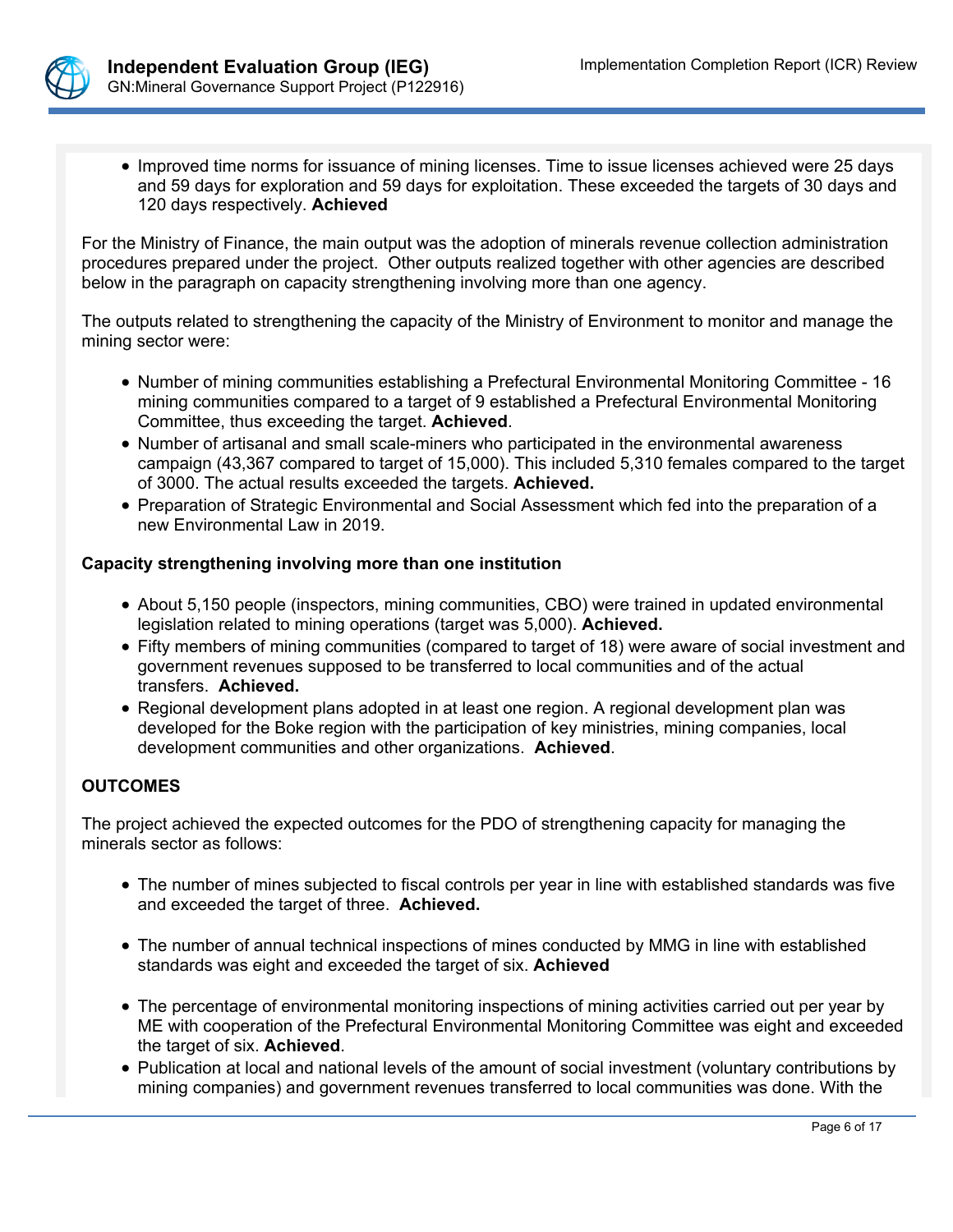- Improved time norms for issuance of mining licenses. Time to issue licenses achieved were 25 days and 59 days for exploration and 59 days for exploitation. These exceeded the targets of 30 days and 120 days respectively. **Achieved**

For the Ministry of Finance, the main output was the adoption of minerals revenue collection administration procedures prepared under the project. Other outputs realized together with other agencies are described below in the paragraph on capacity strengthening involving more than one agency.

The outputs related to strengthening the capacity of the Ministry of Environment to monitor and manage the mining sector were:

- Number of mining communities establishing a Prefectural Environmental Monitoring Committee - 16 mining communities compared to a target of 9 established a Prefectural Environmental Monitoring Committee, thus exceeding the target. **Achieved**.
- Number of artisanal and small scale-miners who participated in the environmental awareness campaign (43,367 compared to target of 15,000). This included 5,310 females compared to the target of 3000. The actual results exceeded the targets. **Achieved.**
- Preparation of Strategic Environmental and Social Assessment which fed into the preparation of a new Environmental Law in 2019.

**Capacity strengthening involving more than one institution**

- About 5,150 people (inspectors, mining communities, CBO) were trained in updated environmental legislation related to mining operations (target was 5,000). **Achieved.**
- Fifty members of mining communities (compared to target of 18) were aware of social investment and government revenues supposed to be transferred to local communities and of the actual transfers. **Achieved.**
- Regional development plans adopted in at least one region. A regional development plan was developed for the Boke region with the participation of key ministries, mining companies, local development communities and other organizations. **Achieved**.

**OUTCOMES**

The project achieved the expected outcomes for the PDO of strengthening capacity for managing the minerals sector as follows:

- The number of mines subjected to fiscal controls per year in line with established standards was five and exceeded the target of three. **Achieved.**
- The number of annual technical inspections of mines conducted by MMG in line with established standards was eight and exceeded the target of six. **Achieved**
- The percentage of environmental monitoring inspections of mining activities carried out per year by ME with cooperation of the Prefectural Environmental Monitoring Committee was eight and exceeded the target of six. **Achieved**.
- Publication at local and national levels of the amount of social investment (voluntary contributions by mining companies) and government revenues transferred to local communities was done. With the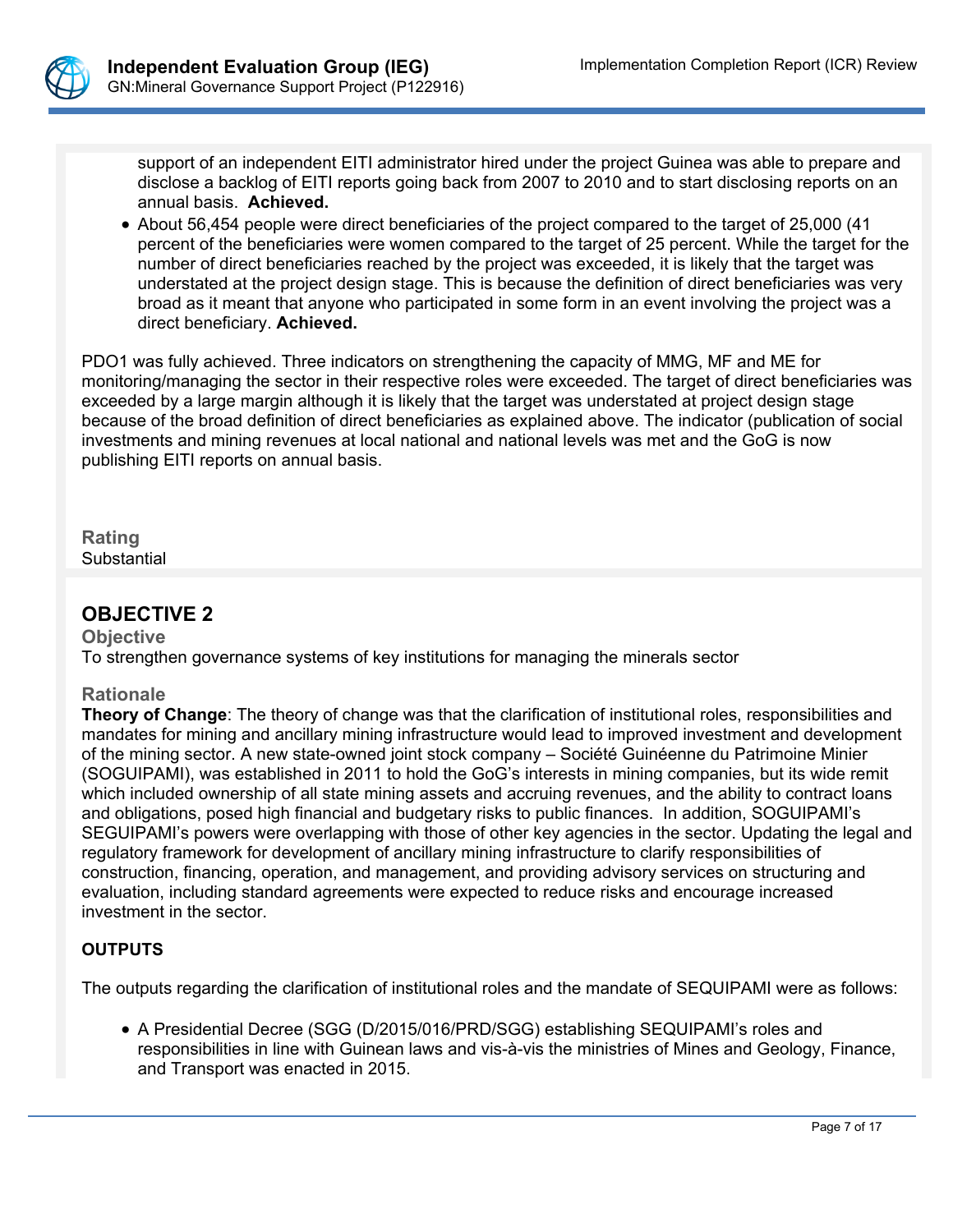support of an independent EITI administrator hired under the project Guinea was able to prepare and disclose a backlog of EITI reports going back from 2007 to 2010 and to start disclosing reports on an annual basis. **Achieved.**

- About 56,454 people were direct beneficiaries of the project compared to the target of 25,000 (41 percent of the beneficiaries were women compared to the target of 25 percent. While the target for the number of direct beneficiaries reached by the project was exceeded, it is likely that the target was understated at the project design stage. This is because the definition of direct beneficiaries was very broad as it meant that anyone who participated in some form in an event involving the project was a direct beneficiary. **Achieved.**

PDO1 was fully achieved. Three indicators on strengthening the capacity of MMG, MF and ME for monitoring/managing the sector in their respective roles were exceeded. The target of direct beneficiaries was exceeded by a large margin although it is likely that the target was understated at project design stage because of the broad definition of direct beneficiaries as explained above. The indicator (publication of social investments and mining revenues at local national and national levels was met and the GoG is now publishing EITI reports on annual basis.

**Rating**

Substantial

## OBJECTIVE 2

**Objective**

To strengthen governance systems of key institutions for managing the minerals sector

**Rationale**

**Theory of Change**: The theory of change was that the clarification of institutional roles, responsibilities and mandates for mining and ancillary mining infrastructure would lead to improved investment and development of the mining sector. A new state-owned joint stock company – Société Guinéenne du Patrimoine Minier (SOGUIPAMI), was established in 2011 to hold the GoG's interests in mining companies, but its wide remit which included ownership of all state mining assets and accruing revenues, and the ability to contract loans and obligations, posed high financial and budgetary risks to public finances. In addition, SOGUIPAMI's SEGUIPAMI's powers were overlapping with those of other key agencies in the sector. Updating the legal and regulatory framework for development of ancillary mining infrastructure to clarify responsibilities of construction, financing, operation, and management, and providing advisory services on structuring and evaluation, including standard agreements were expected to reduce risks and encourage increased investment in the sector.

**OUTPUTS**

The outputs regarding the clarification of institutional roles and the mandate of SEQUIPAMI were as follows:

- A Presidential Decree (SGG (D/2015/016/PRD/SGG) establishing SEQUIPAMI's roles and responsibilities in line with Guinean laws and vis-à-vis the ministries of Mines and Geology, Finance, and Transport was enacted in 2015.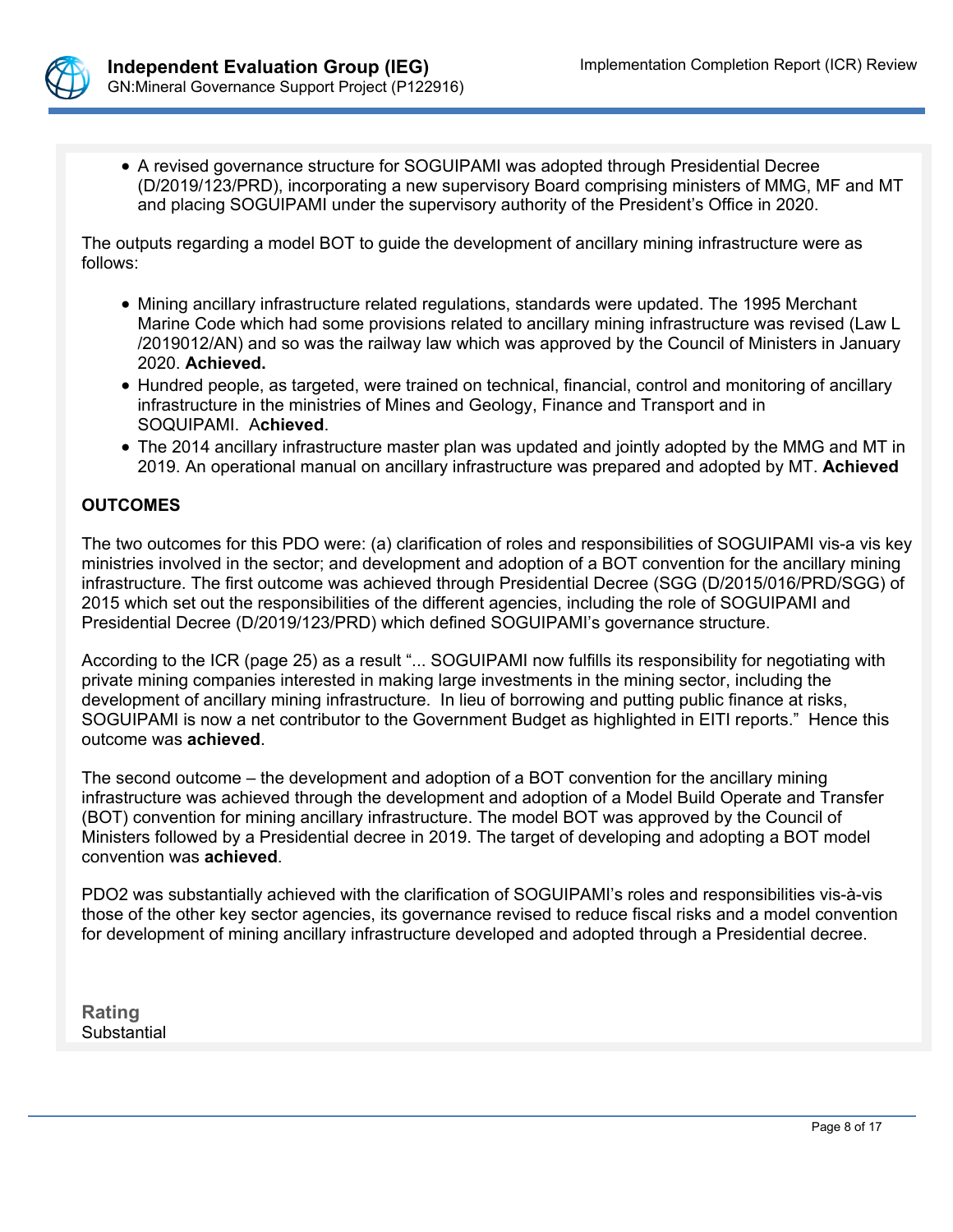- A revised governance structure for SOGUIPAMI was adopted through Presidential Decree (D/2019/123/PRD), incorporating a new supervisory Board comprising ministers of MMG, MF and MT and placing SOGUIPAMI under the supervisory authority of the President's Office in 2020.

The outputs regarding a model BOT to guide the development of ancillary mining infrastructure were as follows:

- Mining ancillary infrastructure related regulations, standards were updated. The 1995 Merchant Marine Code which had some provisions related to ancillary mining infrastructure was revised (Law L /2019012/AN) and so was the railway law which was approved by the Council of Ministers in January 2020. **Achieved.**
- Hundred people, as targeted, were trained on technical, financial, control and monitoring of ancillary infrastructure in the ministries of Mines and Geology, Finance and Transport and in SOQUIPAMI. A**chieved**.
- The 2014 ancillary infrastructure master plan was updated and jointly adopted by the MMG and MT in 2019. An operational manual on ancillary infrastructure was prepared and adopted by MT. **Achieved**

**OUTCOMES**

The two outcomes for this PDO were: (a) clarification of roles and responsibilities of SOGUIPAMI vis-a vis key ministries involved in the sector; and development and adoption of a BOT convention for the ancillary mining infrastructure. The first outcome was achieved through Presidential Decree (SGG (D/2015/016/PRD/SGG) of 2015 which set out the responsibilities of the different agencies, including the role of SOGUIPAMI and Presidential Decree (D/2019/123/PRD) which defined SOGUIPAMI's governance structure.

According to the ICR (page 25) as a result "... SOGUIPAMI now fulfills its responsibility for negotiating with private mining companies interested in making large investments in the mining sector, including the development of ancillary mining infrastructure. In lieu of borrowing and putting public finance at risks, SOGUIPAMI is now a net contributor to the Government Budget as highlighted in EITI reports." Hence this outcome was **achieved**.

The second outcome – the development and adoption of a BOT convention for the ancillary mining infrastructure was achieved through the development and adoption of a Model Build Operate and Transfer (BOT) convention for mining ancillary infrastructure. The model BOT was approved by the Council of Ministers followed by a Presidential decree in 2019. The target of developing and adopting a BOT model convention was **achieved**.

PDO2 was substantially achieved with the clarification of SOGUIPAMI's roles and responsibilities vis-à-vis those of the other key sector agencies, its governance revised to reduce fiscal risks and a model convention for development of mining ancillary infrastructure developed and adopted through a Presidential decree.

**Rating**

Substantial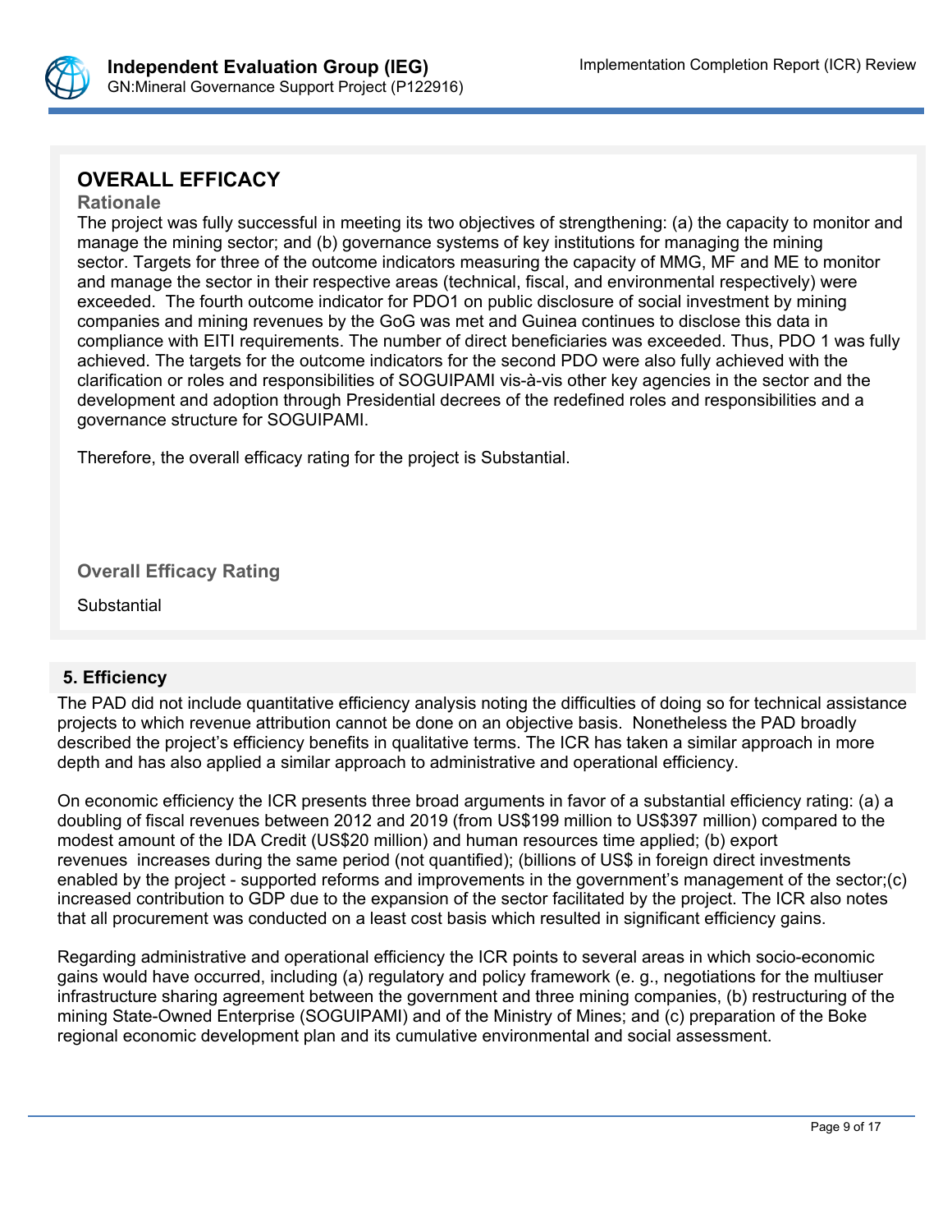## OVERALL EFFICACY

**Rationale**

The project was fully successful in meeting its two objectives of strengthening: (a) the capacity to monitor and manage the mining sector; and (b) governance systems of key institutions for managing the mining sector. Targets for three of the outcome indicators measuring the capacity of MMG, MF and ME to monitor and manage the sector in their respective areas (technical, fiscal, and environmental respectively) were exceeded. The fourth outcome indicator for PDO1 on public disclosure of social investment by mining companies and mining revenues by the GoG was met and Guinea continues to disclose this data in compliance with EITI requirements. The number of direct beneficiaries was exceeded. Thus, PDO 1 was fully achieved. The targets for the outcome indicators for the second PDO were also fully achieved with the clarification or roles and responsibilities of SOGUIPAMI vis-à-vis other key agencies in the sector and the development and adoption through Presidential decrees of the redefined roles and responsibilities and a governance structure for SOGUIPAMI.

Therefore, the overall efficacy rating for the project is Substantial.

**Overall Efficacy Rating**

Substantial

## 5. Efficiency

The PAD did not include quantitative efficiency analysis noting the difficulties of doing so for technical assistance projects to which revenue attribution cannot be done on an objective basis. Nonetheless the PAD broadly described the project's efficiency benefits in qualitative terms. The ICR has taken a similar approach in more depth and has also applied a similar approach to administrative and operational efficiency.

On economic efficiency the ICR presents three broad arguments in favor of a substantial efficiency rating: (a) a doubling of fiscal revenues between 2012 and 2019 (from US$199 million to US$397 million) compared to the modest amount of the IDA Credit (US$20 million) and human resources time applied; (b) export revenues increases during the same period (not quantified); (billions of US$ in foreign direct investments enabled by the project - supported reforms and improvements in the government's management of the sector;(c) increased contribution to GDP due to the expansion of the sector facilitated by the project. The ICR also notes that all procurement was conducted on a least cost basis which resulted in significant efficiency gains.

Regarding administrative and operational efficiency the ICR points to several areas in which socio-economic gains would have occurred, including (a) regulatory and policy framework (e. g., negotiations for the multiuser infrastructure sharing agreement between the government and three mining companies, (b) restructuring of the mining State-Owned Enterprise (SOGUIPAMI) and of the Ministry of Mines; and (c) preparation of the Boke regional economic development plan and its cumulative environmental and social assessment.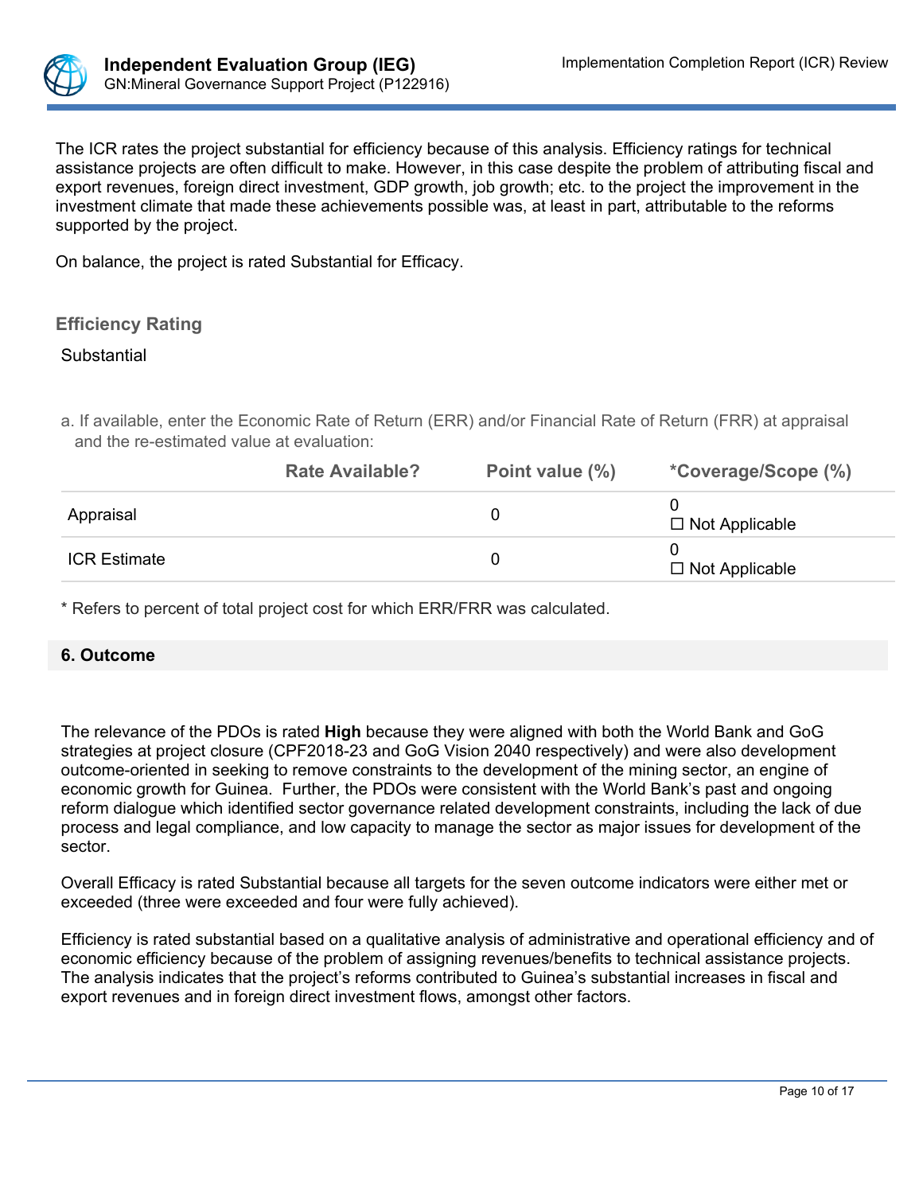The ICR rates the project substantial for efficiency because of this analysis. Efficiency ratings for technical assistance projects are often difficult to make. However, in this case despite the problem of attributing fiscal and export revenues, foreign direct investment, GDP growth, job growth; etc. to the project the improvement in the investment climate that made these achievements possible was, at least in part, attributable to the reforms supported by the project.

On balance, the project is rated Substantial for Efficacy.

### Efficiency Rating

Substantial

a. If available, enter the Economic Rate of Return (ERR) and/or Financial Rate of Return (FRR) at appraisal and the re-estimated value at evaluation:

| | Rate Available? | Point value (%) | *Coverage/Scope (%) |
|---|---|---|---|
| Appraisal | | 0 | 0<br>☐ Not Applicable |
| ICR Estimate | | 0 | 0<br>☐ Not Applicable |

* Refers to percent of total project cost for which ERR/FRR was calculated.

## 6. Outcome

The relevance of the PDOs is rated **High** because they were aligned with both the World Bank and GoG strategies at project closure (CPF2018-23 and GoG Vision 2040 respectively) and were also development outcome-oriented in seeking to remove constraints to the development of the mining sector, an engine of economic growth for Guinea. Further, the PDOs were consistent with the World Bank's past and ongoing reform dialogue which identified sector governance related development constraints, including the lack of due process and legal compliance, and low capacity to manage the sector as major issues for development of the sector.

Overall Efficacy is rated Substantial because all targets for the seven outcome indicators were either met or exceeded (three were exceeded and four were fully achieved).

Efficiency is rated substantial based on a qualitative analysis of administrative and operational efficiency and of economic efficiency because of the problem of assigning revenues/benefits to technical assistance projects. The analysis indicates that the project's reforms contributed to Guinea's substantial increases in fiscal and export revenues and in foreign direct investment flows, amongst other factors.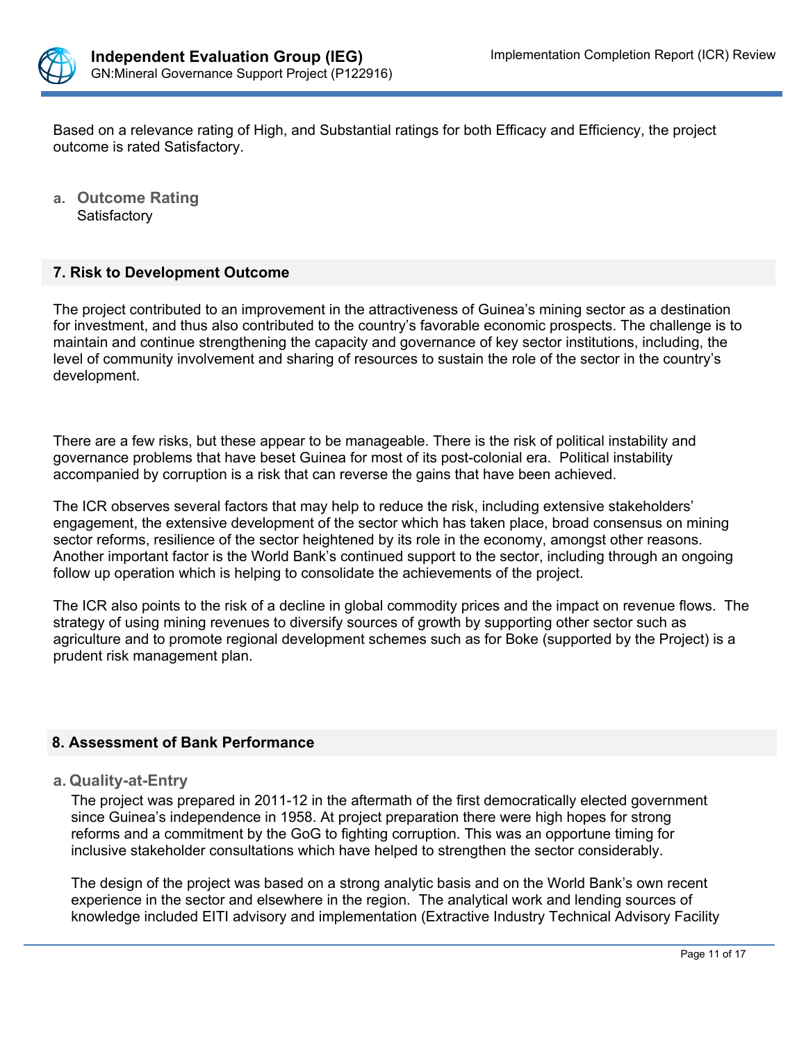Based on a relevance rating of High, and Substantial ratings for both Efficacy and Efficiency, the project outcome is rated Satisfactory.

### a. Outcome Rating

Satisfactory

## 7. Risk to Development Outcome

The project contributed to an improvement in the attractiveness of Guinea's mining sector as a destination for investment, and thus also contributed to the country's favorable economic prospects. The challenge is to maintain and continue strengthening the capacity and governance of key sector institutions, including, the level of community involvement and sharing of resources to sustain the role of the sector in the country's development.

There are a few risks, but these appear to be manageable. There is the risk of political instability and governance problems that have beset Guinea for most of its post-colonial era. Political instability accompanied by corruption is a risk that can reverse the gains that have been achieved.

The ICR observes several factors that may help to reduce the risk, including extensive stakeholders' engagement, the extensive development of the sector which has taken place, broad consensus on mining sector reforms, resilience of the sector heightened by its role in the economy, amongst other reasons. Another important factor is the World Bank's continued support to the sector, including through an ongoing follow up operation which is helping to consolidate the achievements of the project.

The ICR also points to the risk of a decline in global commodity prices and the impact on revenue flows. The strategy of using mining revenues to diversify sources of growth by supporting other sector such as agriculture and to promote regional development schemes such as for Boke (supported by the Project) is a prudent risk management plan.

## 8. Assessment of Bank Performance

### a. Quality-at-Entry

The project was prepared in 2011-12 in the aftermath of the first democratically elected government since Guinea's independence in 1958. At project preparation there were high hopes for strong reforms and a commitment by the GoG to fighting corruption. This was an opportune timing for inclusive stakeholder consultations which have helped to strengthen the sector considerably.

The design of the project was based on a strong analytic basis and on the World Bank's own recent experience in the sector and elsewhere in the region. The analytical work and lending sources of knowledge included EITI advisory and implementation (Extractive Industry Technical Advisory Facility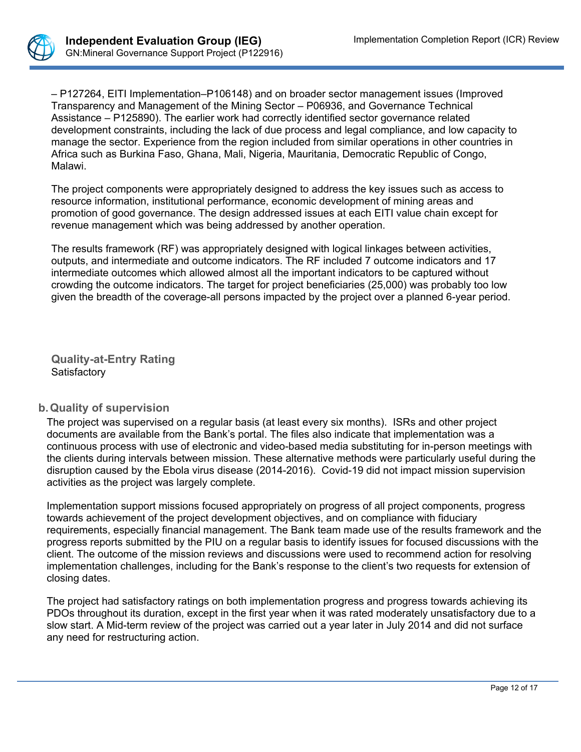– P127264, EITI Implementation–P106148) and on broader sector management issues (Improved Transparency and Management of the Mining Sector – P06936, and Governance Technical Assistance – P125890). The earlier work had correctly identified sector governance related development constraints, including the lack of due process and legal compliance, and low capacity to manage the sector. Experience from the region included from similar operations in other countries in Africa such as Burkina Faso, Ghana, Mali, Nigeria, Mauritania, Democratic Republic of Congo, Malawi.

The project components were appropriately designed to address the key issues such as access to resource information, institutional performance, economic development of mining areas and promotion of good governance. The design addressed issues at each EITI value chain except for revenue management which was being addressed by another operation.

The results framework (RF) was appropriately designed with logical linkages between activities, outputs, and intermediate and outcome indicators. The RF included 7 outcome indicators and 17 intermediate outcomes which allowed almost all the important indicators to be captured without crowding the outcome indicators. The target for project beneficiaries (25,000) was probably too low given the breadth of the coverage-all persons impacted by the project over a planned 6-year period.

**Quality-at-Entry Rating**
Satisfactory

## b. Quality of supervision

The project was supervised on a regular basis (at least every six months). ISRs and other project documents are available from the Bank's portal. The files also indicate that implementation was a continuous process with use of electronic and video-based media substituting for in-person meetings with the clients during intervals between mission. These alternative methods were particularly useful during the disruption caused by the Ebola virus disease (2014-2016). Covid-19 did not impact mission supervision activities as the project was largely complete.

Implementation support missions focused appropriately on progress of all project components, progress towards achievement of the project development objectives, and on compliance with fiduciary requirements, especially financial management. The Bank team made use of the results framework and the progress reports submitted by the PIU on a regular basis to identify issues for focused discussions with the client. The outcome of the mission reviews and discussions were used to recommend action for resolving implementation challenges, including for the Bank's response to the client's two requests for extension of closing dates.

The project had satisfactory ratings on both implementation progress and progress towards achieving its PDOs throughout its duration, except in the first year when it was rated moderately unsatisfactory due to a slow start. A Mid-term review of the project was carried out a year later in July 2014 and did not surface any need for restructuring action.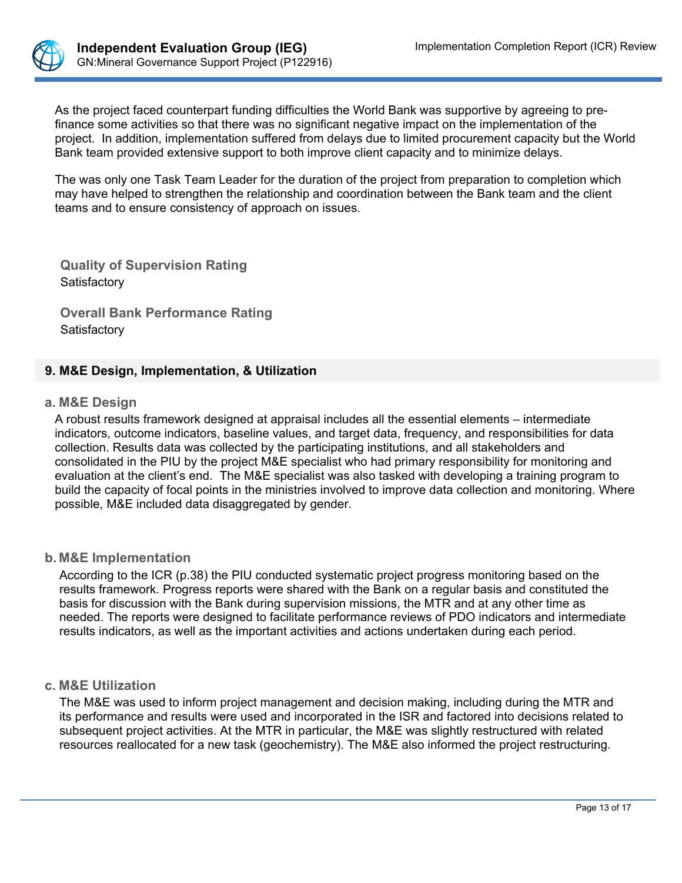As the project faced counterpart funding difficulties the World Bank was supportive by agreeing to pre-finance some activities so that there was no significant negative impact on the implementation of the project. In addition, implementation suffered from delays due to limited procurement capacity but the World Bank team provided extensive support to both improve client capacity and to minimize delays.

The was only one Task Team Leader for the duration of the project from preparation to completion which may have helped to strengthen the relationship and coordination between the Bank team and the client teams and to ensure consistency of approach on issues.

**Quality of Supervision Rating**
Satisfactory

**Overall Bank Performance Rating**
Satisfactory

## 9. M&E Design, Implementation, & Utilization

### a. M&E Design

A robust results framework designed at appraisal includes all the essential elements – intermediate indicators, outcome indicators, baseline values, and target data, frequency, and responsibilities for data collection. Results data was collected by the participating institutions, and all stakeholders and consolidated in the PIU by the project M&E specialist who had primary responsibility for monitoring and evaluation at the client's end. The M&E specialist was also tasked with developing a training program to build the capacity of focal points in the ministries involved to improve data collection and monitoring. Where possible, M&E included data disaggregated by gender.

### b. M&E Implementation

According to the ICR (p.38) the PIU conducted systematic project progress monitoring based on the results framework. Progress reports were shared with the Bank on a regular basis and constituted the basis for discussion with the Bank during supervision missions, the MTR and at any other time as needed. The reports were designed to facilitate performance reviews of PDO indicators and intermediate results indicators, as well as the important activities and actions undertaken during each period.

### c. M&E Utilization

The M&E was used to inform project management and decision making, including during the MTR and its performance and results were used and incorporated in the ISR and factored into decisions related to subsequent project activities. At the MTR in particular, the M&E was slightly restructured with related resources reallocated for a new task (geochemistry). The M&E also informed the project restructuring.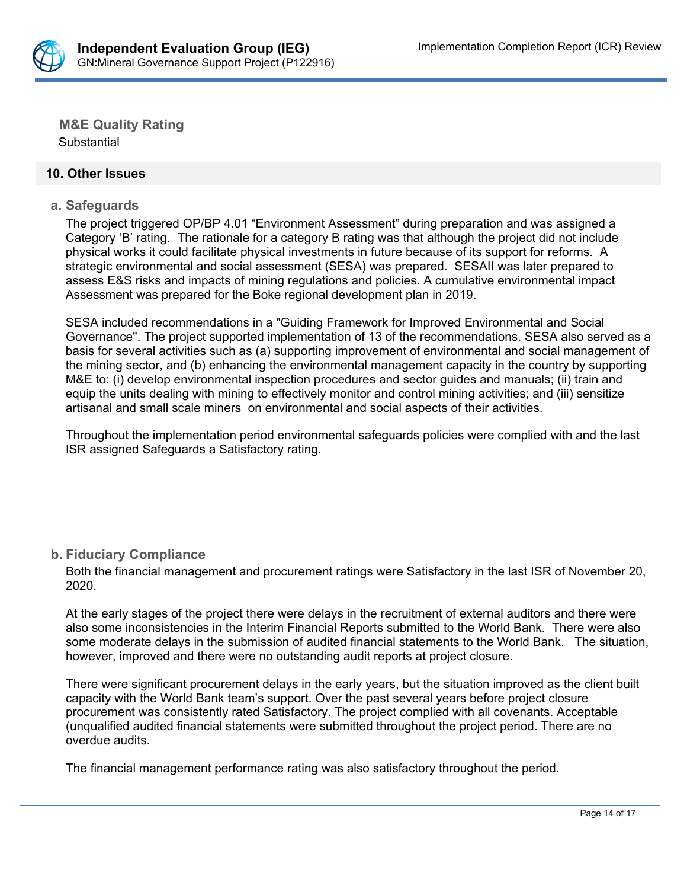**M&E Quality Rating**
Substantial

## 10. Other Issues

### a. Safeguards

The project triggered OP/BP 4.01 "Environment Assessment" during preparation and was assigned a Category 'B' rating. The rationale for a category B rating was that although the project did not include physical works it could facilitate physical investments in future because of its support for reforms. A strategic environmental and social assessment (SESA) was prepared. SESAII was later prepared to assess E&S risks and impacts of mining regulations and policies. A cumulative environmental impact Assessment was prepared for the Boke regional development plan in 2019.

SESA included recommendations in a "Guiding Framework for Improved Environmental and Social Governance". The project supported implementation of 13 of the recommendations. SESA also served as a basis for several activities such as (a) supporting improvement of environmental and social management of the mining sector, and (b) enhancing the environmental management capacity in the country by supporting M&E to: (i) develop environmental inspection procedures and sector guides and manuals; (ii) train and equip the units dealing with mining to effectively monitor and control mining activities; and (iii) sensitize artisanal and small scale miners on environmental and social aspects of their activities.

Throughout the implementation period environmental safeguards policies were complied with and the last ISR assigned Safeguards a Satisfactory rating.

### b. Fiduciary Compliance

Both the financial management and procurement ratings were Satisfactory in the last ISR of November 20, 2020.

At the early stages of the project there were delays in the recruitment of external auditors and there were also some inconsistencies in the Interim Financial Reports submitted to the World Bank. There were also some moderate delays in the submission of audited financial statements to the World Bank. The situation, however, improved and there were no outstanding audit reports at project closure.

There were significant procurement delays in the early years, but the situation improved as the client built capacity with the World Bank team's support. Over the past several years before project closure procurement was consistently rated Satisfactory. The project complied with all covenants. Acceptable (unqualified audited financial statements were submitted throughout the project period. There are no overdue audits.

The financial management performance rating was also satisfactory throughout the period.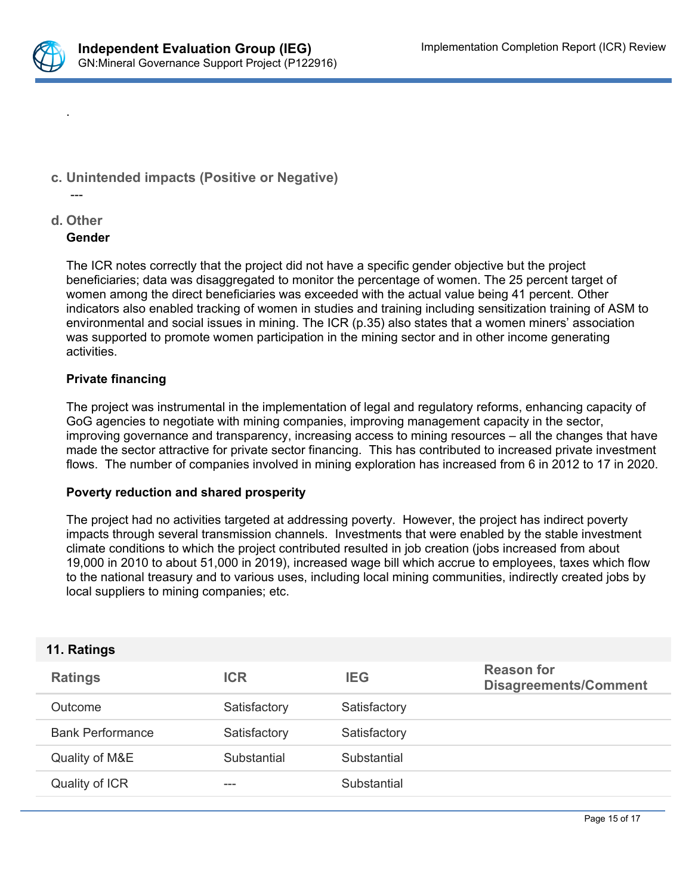.

### c. Unintended impacts (Positive or Negative)

---

### d. Other

**Gender**

The ICR notes correctly that the project did not have a specific gender objective but the project beneficiaries; data was disaggregated to monitor the percentage of women. The 25 percent target of women among the direct beneficiaries was exceeded with the actual value being 41 percent. Other indicators also enabled tracking of women in studies and training including sensitization training of ASM to environmental and social issues in mining. The ICR (p.35) also states that a women miners' association was supported to promote women participation in the mining sector and in other income generating activities.

**Private financing**

The project was instrumental in the implementation of legal and regulatory reforms, enhancing capacity of GoG agencies to negotiate with mining companies, improving management capacity in the sector, improving governance and transparency, increasing access to mining resources – all the changes that have made the sector attractive for private sector financing. This has contributed to increased private investment flows. The number of companies involved in mining exploration has increased from 6 in 2012 to 17 in 2020.

**Poverty reduction and shared prosperity**

The project had no activities targeted at addressing poverty. However, the project has indirect poverty impacts through several transmission channels. Investments that were enabled by the stable investment climate conditions to which the project contributed resulted in job creation (jobs increased from about 19,000 in 2010 to about 51,000 in 2019), increased wage bill which accrue to employees, taxes which flow to the national treasury and to various uses, including local mining communities, indirectly created jobs by local suppliers to mining companies; etc.

## 11. Ratings

| Ratings | ICR | IEG | Reason for Disagreements/Comment |
|---|---|---|---|
| Outcome | Satisfactory | Satisfactory | |
| Bank Performance | Satisfactory | Satisfactory | |
| Quality of M&E | Substantial | Substantial | |
| Quality of ICR | --- | Substantial | |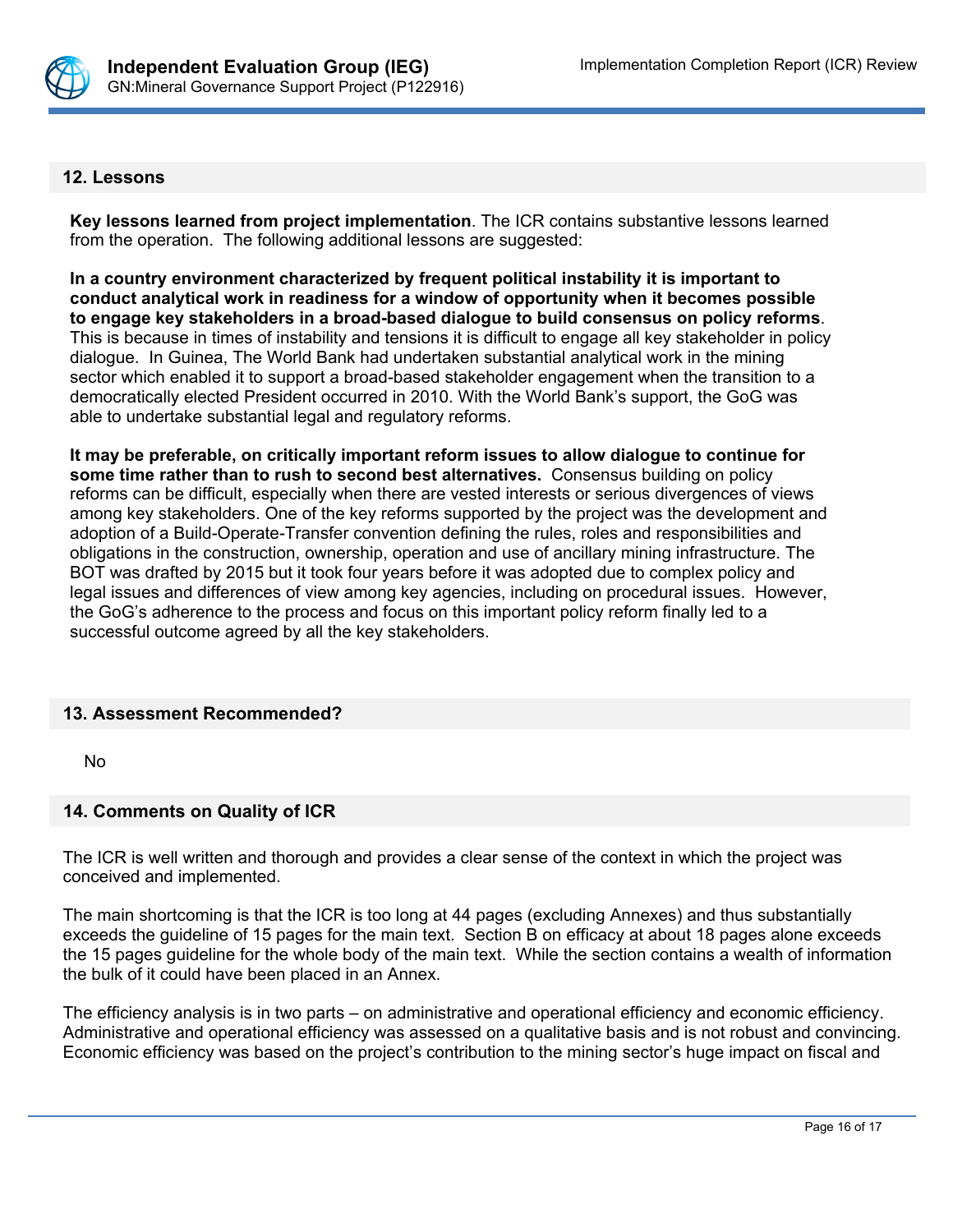## 12. Lessons

**Key lessons learned from project implementation**. The ICR contains substantive lessons learned from the operation. The following additional lessons are suggested:

**In a country environment characterized by frequent political instability it is important to conduct analytical work in readiness for a window of opportunity when it becomes possible to engage key stakeholders in a broad-based dialogue to build consensus on policy reforms**. This is because in times of instability and tensions it is difficult to engage all key stakeholder in policy dialogue. In Guinea, The World Bank had undertaken substantial analytical work in the mining sector which enabled it to support a broad-based stakeholder engagement when the transition to a democratically elected President occurred in 2010. With the World Bank's support, the GoG was able to undertake substantial legal and regulatory reforms.

**It may be preferable, on critically important reform issues to allow dialogue to continue for some time rather than to rush to second best alternatives.** Consensus building on policy reforms can be difficult, especially when there are vested interests or serious divergences of views among key stakeholders. One of the key reforms supported by the project was the development and adoption of a Build-Operate-Transfer convention defining the rules, roles and responsibilities and obligations in the construction, ownership, operation and use of ancillary mining infrastructure. The BOT was drafted by 2015 but it took four years before it was adopted due to complex policy and legal issues and differences of view among key agencies, including on procedural issues. However, the GoG's adherence to the process and focus on this important policy reform finally led to a successful outcome agreed by all the key stakeholders.

## 13. Assessment Recommended?

No

## 14. Comments on Quality of ICR

The ICR is well written and thorough and provides a clear sense of the context in which the project was conceived and implemented.

The main shortcoming is that the ICR is too long at 44 pages (excluding Annexes) and thus substantially exceeds the guideline of 15 pages for the main text. Section B on efficacy at about 18 pages alone exceeds the 15 pages guideline for the whole body of the main text. While the section contains a wealth of information the bulk of it could have been placed in an Annex.

The efficiency analysis is in two parts – on administrative and operational efficiency and economic efficiency. Administrative and operational efficiency was assessed on a qualitative basis and is not robust and convincing. Economic efficiency was based on the project's contribution to the mining sector's huge impact on fiscal and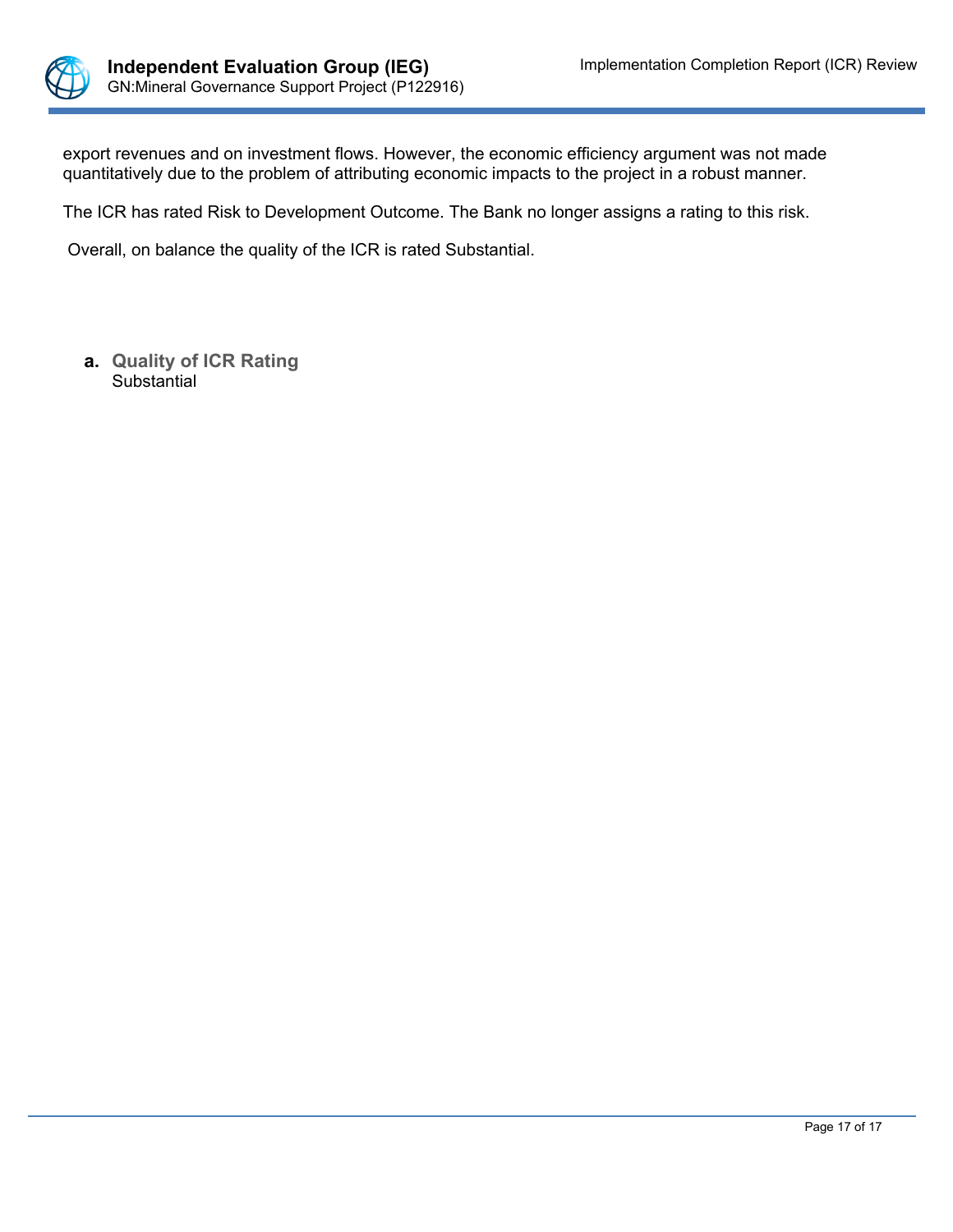export revenues and on investment flows. However, the economic efficiency argument was not made quantitatively due to the problem of attributing economic impacts to the project in a robust manner.

The ICR has rated Risk to Development Outcome. The Bank no longer assigns a rating to this risk.

Overall, on balance the quality of the ICR is rated Substantial.

**a. Quality of ICR Rating**
Substantial